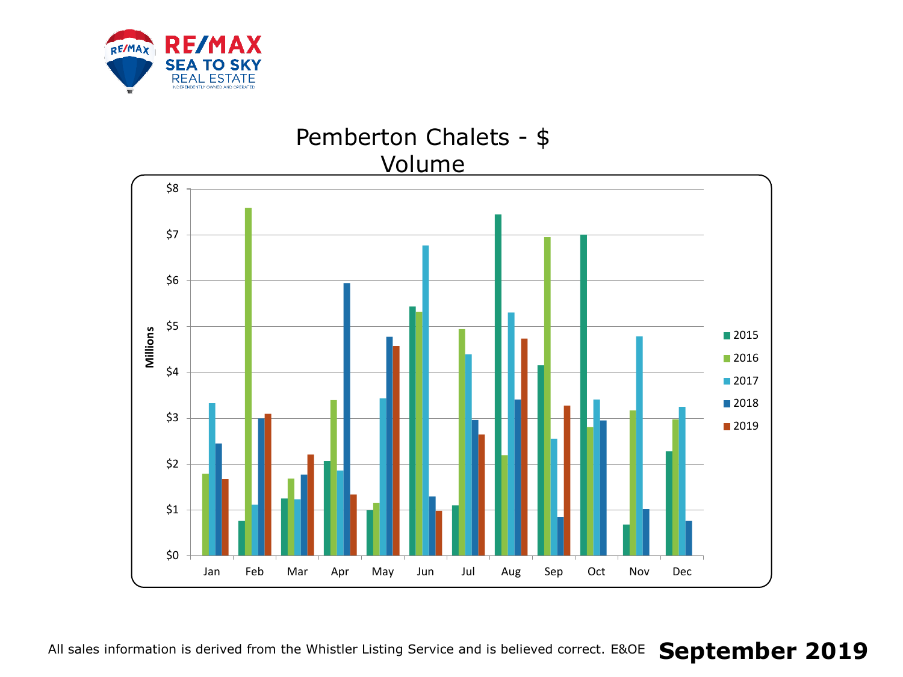RE/MAX SEA TO SKY REAL ESTATE

INDEPENDENTLY OWNED AND OPERATED

# Pemberton Chalets - $ Volume

Millions

$8, $7, $6, $5, $4, $3, $2, $1, $0

Jan, Feb, Mar, Apr, May, Jun, Jul, Aug, Sep, Oct, Nov, Dec

2015, 2016, 2017, 2018, 2019

All sales information is derived from the Whistler Listing Service and is believed correct. E&OE **September 2019**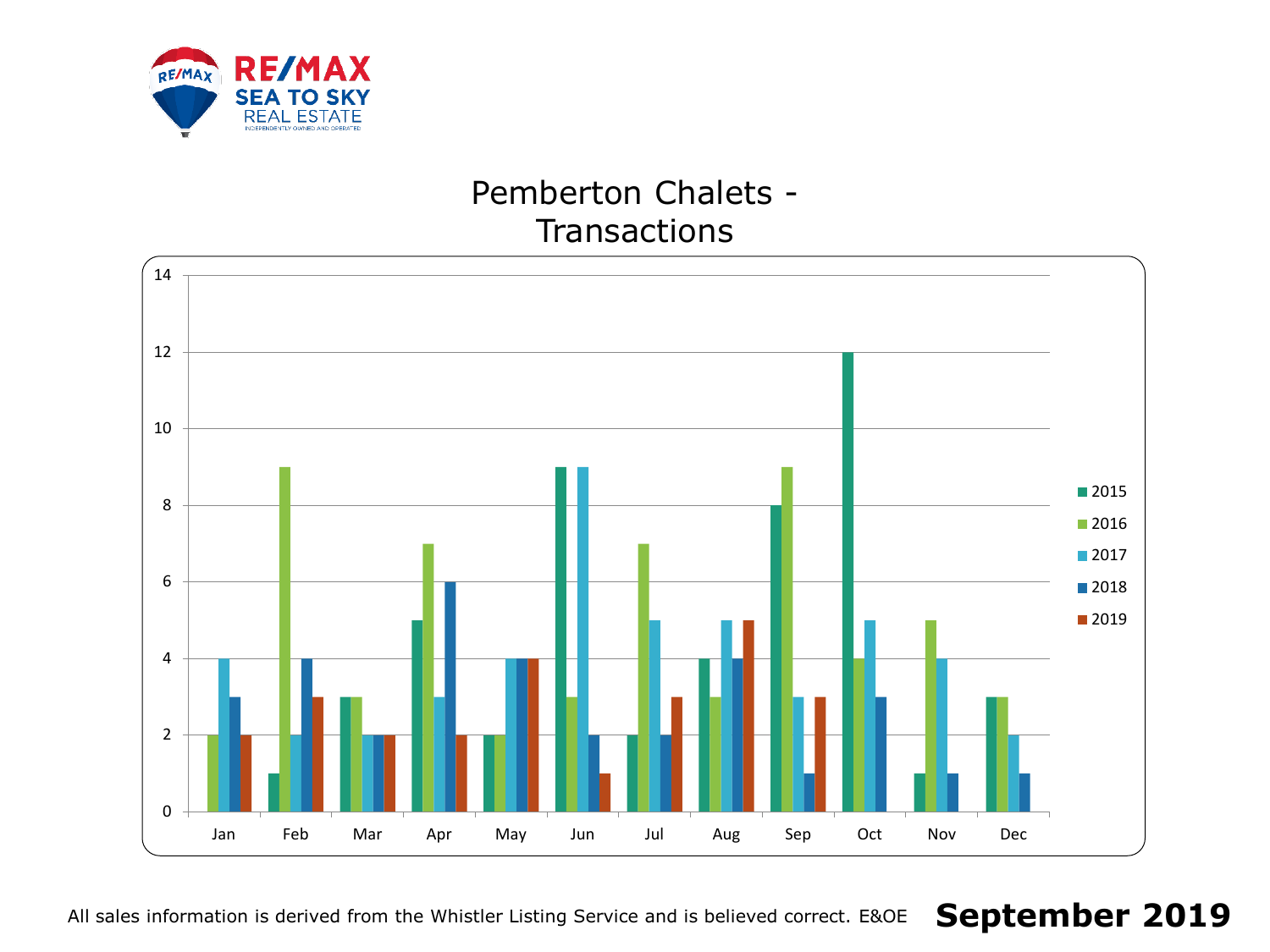# Pemberton Chalets - Transactions

| Month | 2015 | 2016 | 2017 | 2018 | 2019 |
|---|---|---|---|---|---|
| Jan | 0 | 2 | 4 | 3 | 2 |
| Feb | 1 | 9 | 2 | 4 | 3 |
| Mar | 3 | 3 | 2 | 2 | 2 |
| Apr | 5 | 7 | 3 | 6 | 2 |
| May | 2 | 2 | 4 | 4 | 4 |
| Jun | 9 | 3 | 9 | 2 | 1 |
| Jul | 2 | 7 | 5 | 2 | 3 |
| Aug | 4 | 3 | 5 | 4 | 5 |
| Sep | 8 | 9 | 3 | 1 | 3 |
| Oct | 12 | 4 | 5 | 3 | |
| Nov | 1 | 5 | 4 | 1 | |
| Dec | 3 | 3 | 2 | 1 | |

All sales information is derived from the Whistler Listing Service and is believed correct. E&OE

**September 2019**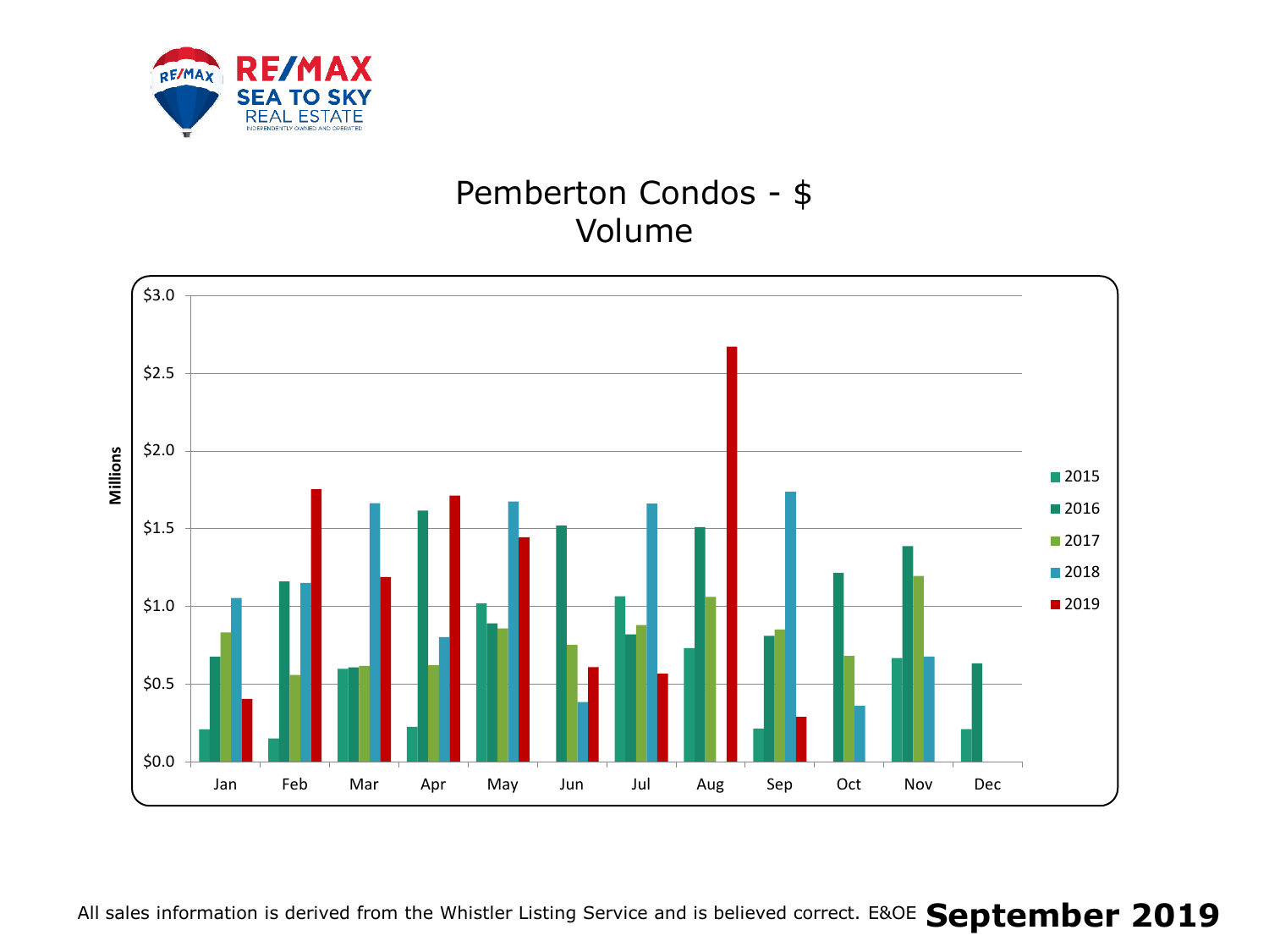# Pemberton Condos - $ Volume

Millions

$3.0
$2.5
$2.0
$1.5
$1.0
$0.5
$0.0

Jan Feb Mar Apr May Jun Jul Aug Sep Oct Nov Dec

2015
2016
2017
2018
2019

All sales information is derived from the Whistler Listing Service and is believed correct. E&OE **September 2019**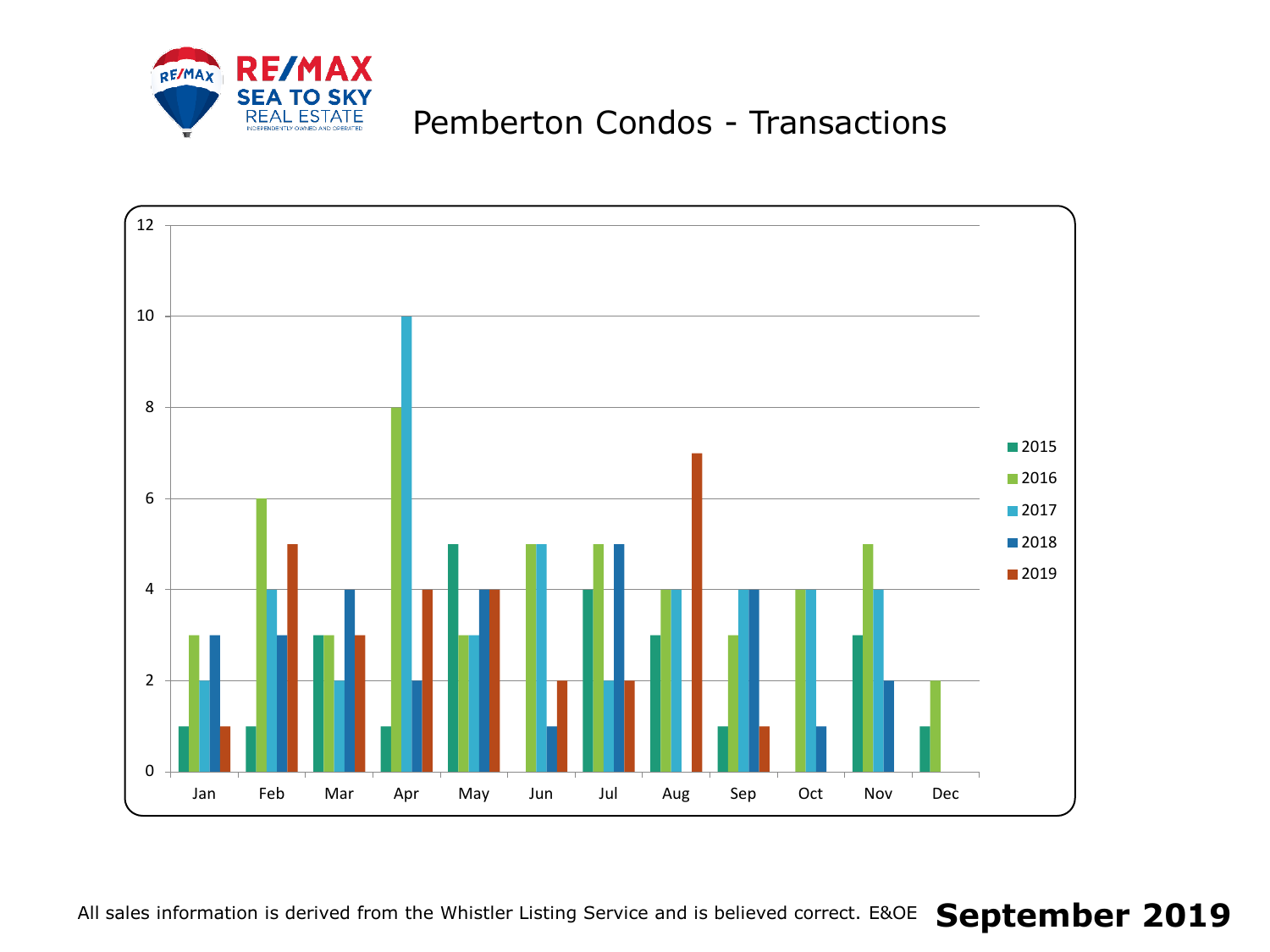# Pemberton Condos - Transactions

| Month | 2015 | 2016 | 2017 | 2018 | 2019 |
|---|---|---|---|---|---|
| Jan | 1 | 3 | 2 | 3 | 1 |
| Feb | 1 | 6 | 4 | 3 | 5 |
| Mar | 3 | 3 | 2 | 4 | 3 |
| Apr | 1 | 8 | 10 | 2 | 4 |
| May | 5 | 3 | 3 | 4 | 4 |
| Jun | 0 | 5 | 5 | 1 | 2 |
| Jul | 4 | 5 | 2 | 5 | 2 |
| Aug | 3 | 4 | 4 | 0 | 7 |
| Sep | 1 | 3 | 4 | 4 | 1 |
| Oct | 0 | 4 | 4 | 1 | |
| Nov | 3 | 5 | 4 | 2 | |
| Dec | 1 | 2 | 0 | 0 | |

All sales information is derived from the Whistler Listing Service and is believed correct. E&OE

**September 2019**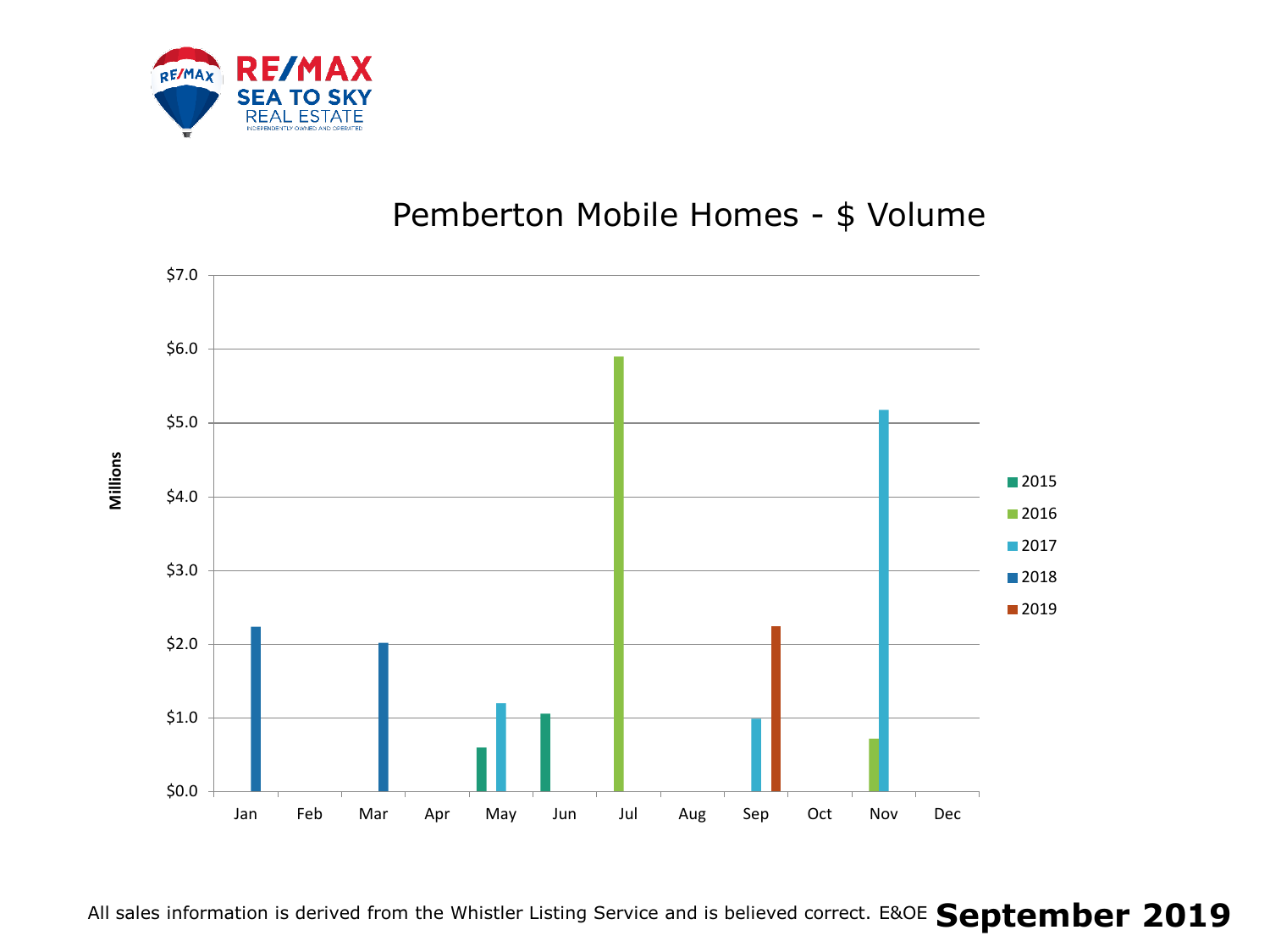RE/MAX SEA TO SKY REAL ESTATE

# Pemberton Mobile Homes - $ Volume

Millions

$7.0
$6.0
$5.0
$4.0
$3.0
$2.0
$1.0
$0.0

Jan Feb Mar Apr May Jun Jul Aug Sep Oct Nov Dec

2015
2016
2017
2018
2019

All sales information is derived from the Whistler Listing Service and is believed correct. E&OE **September 2019**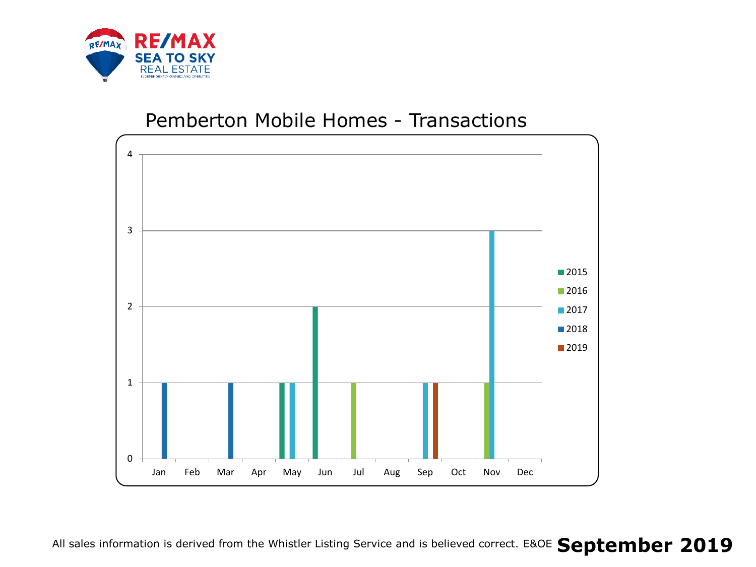# Pemberton Mobile Homes - Transactions

| Month | 2015 | 2016 | 2017 | 2018 | 2019 |
|---|---|---|---|---|---|
| Jan | | | | 1 | |
| Feb | | | | | |
| Mar | | | | 1 | |
| Apr | | | | | |
| May | 1 | | 1 | | |
| Jun | 2 | | | | |
| Jul | | 1 | | | |
| Aug | | | | | |
| Sep | | | 1 | | 1 |
| Oct | | | | | |
| Nov | | 1 | 3 | | |
| Dec | | | | | |

All sales information is derived from the Whistler Listing Service and is believed correct. E&OE **September 2019**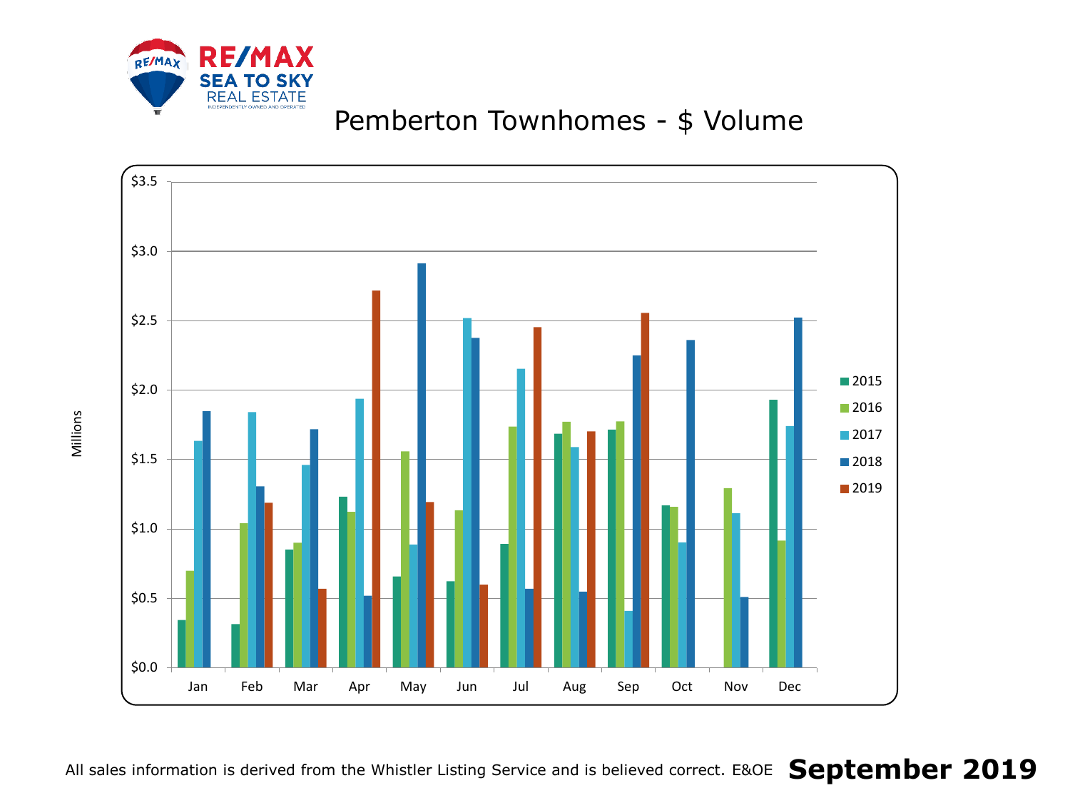RE/MAX SEA TO SKY REAL ESTATE

INDEPENDENTLY OWNED AND OPERATED

# Pemberton Townhomes - $ Volume

Millions

$3.5
$3.0
$2.5
$2.0
$1.5
$1.0
$0.5
$0.0

Jan Feb Mar Apr May Jun Jul Aug Sep Oct Nov Dec

2015
2016
2017
2018
2019

All sales information is derived from the Whistler Listing Service and is believed correct. E&OE **September 2019**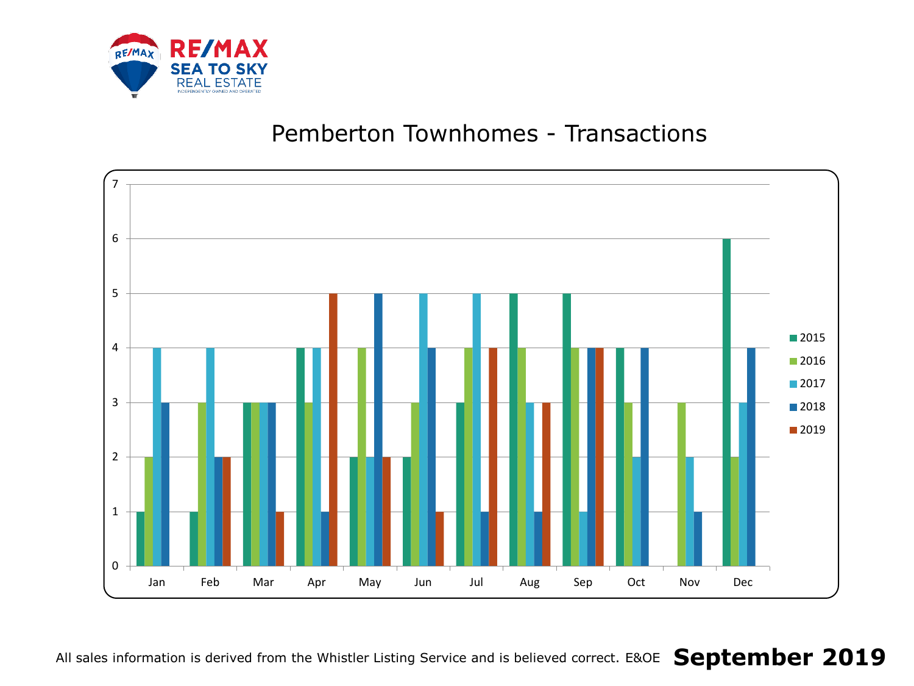# Pemberton Townhomes - Transactions

| Month | 2015 | 2016 | 2017 | 2018 | 2019 |
|---|---|---|---|---|---|
| Jan | 1 | 2 | 4 | 3 | |
| Feb | 1 | 3 | 4 | 2 | 2 |
| Mar | 3 | 3 | 3 | 3 | 1 |
| Apr | 4 | 3 | 4 | 1 | 5 |
| May | 2 | 4 | 2 | 5 | 2 |
| Jun | 2 | 3 | 5 | 4 | 1 |
| Jul | 3 | 4 | 5 | 1 | 4 |
| Aug | 5 | 4 | 3 | 1 | 3 |
| Sep | 5 | 4 | 1 | 4 | 4 |
| Oct | 4 | 3 | 2 | 4 | |
| Nov | | 3 | 2 | 1 | |
| Dec | 6 | 2 | 3 | 4 | |

All sales information is derived from the Whistler Listing Service and is believed correct. E&OE **September 2019**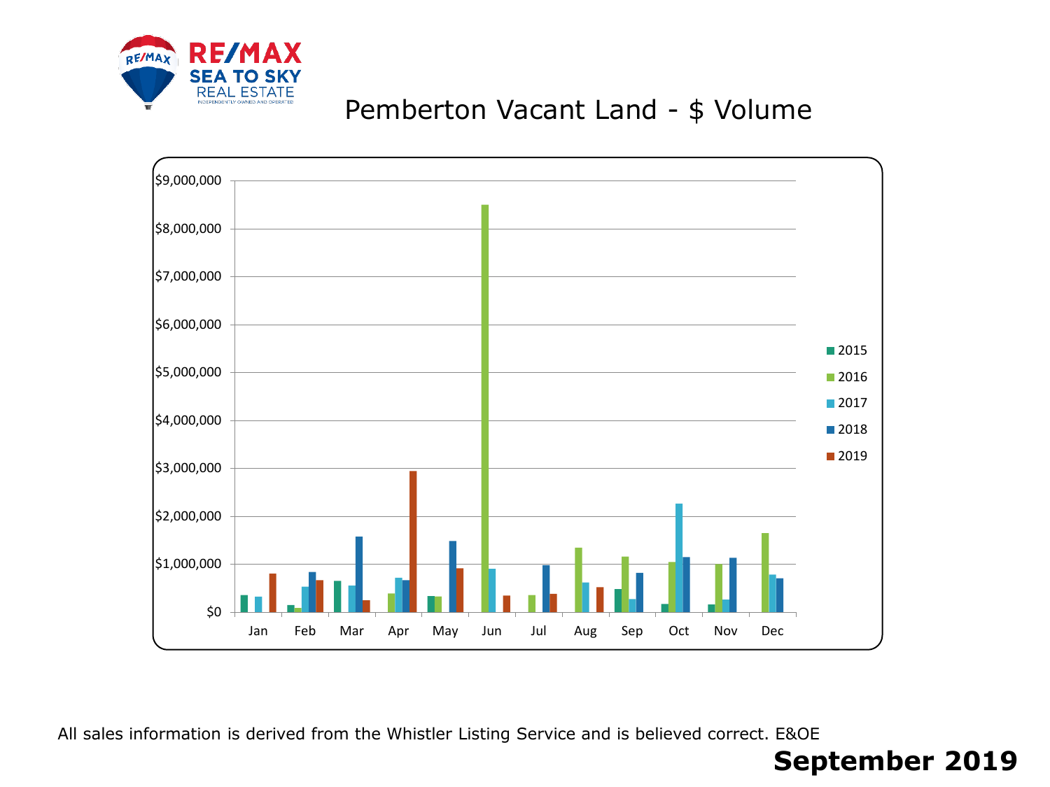# Pemberton Vacant Land - $ Volume

All sales information is derived from the Whistler Listing Service and is believed correct. E&OE

**September 2019**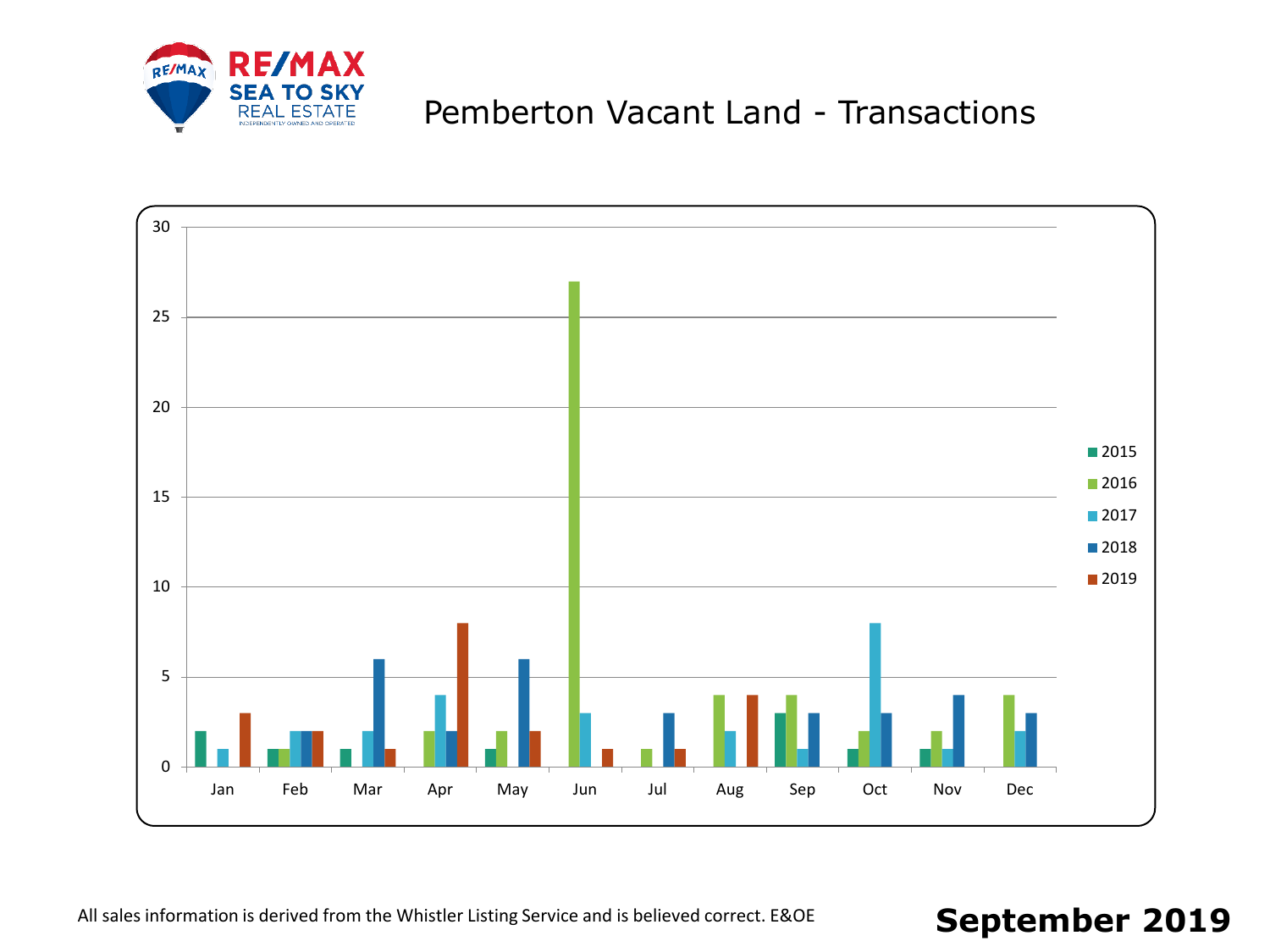# Pemberton Vacant Land - Transactions

| Month | 2015 | 2016 | 2017 | 2018 | 2019 |
|---|---|---|---|---|---|
| Jan | 2 | 0 | 1 | 0 | 3 |
| Feb | 1 | 1 | 2 | 2 | 2 |
| Mar | 1 | 0 | 2 | 6 | 1 |
| Apr | 0 | 2 | 4 | 2 | 8 |
| May | 1 | 2 | 0 | 6 | 2 |
| Jun | 0 | 27 | 3 | 0 | 1 |
| Jul | 0 | 1 | 0 | 3 | 1 |
| Aug | 0 | 4 | 2 | 0 | 4 |
| Sep | 3 | 4 | 1 | 3 | |
| Oct | 1 | 2 | 8 | 3 | |
| Nov | 1 | 2 | 1 | 4 | |
| Dec | 0 | 4 | 2 | 3 | |

All sales information is derived from the Whistler Listing Service and is believed correct. E&OE

**September 2019**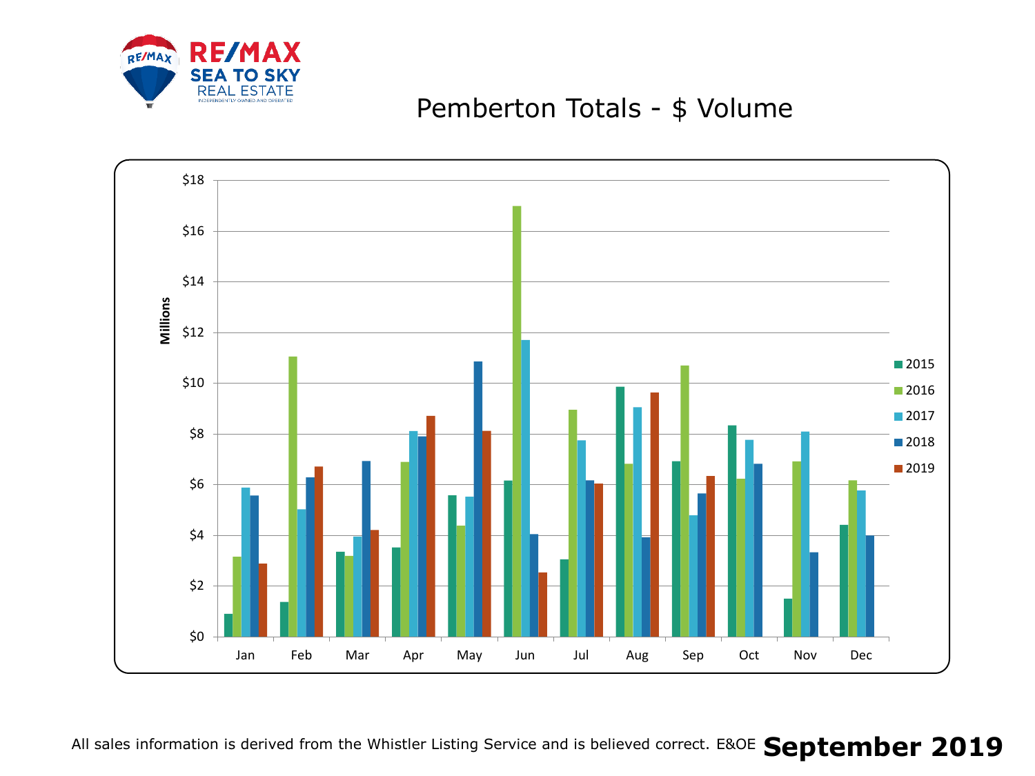RE/MAX SEA TO SKY REAL ESTATE

INDEPENDENTLY OWNED AND OPERATED

# Pemberton Totals - $ Volume

All sales information is derived from the Whistler Listing Service and is believed correct. E&OE **September 2019**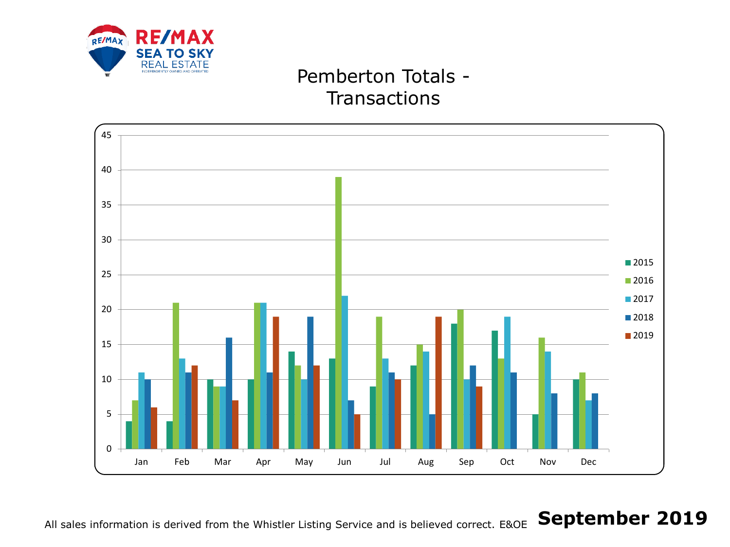# Pemberton Totals - Transactions

| Month | 2015 | 2016 | 2017 | 2018 | 2019 |
|---|---|---|---|---|---|
| Jan | 4 | 7 | 11 | 10 | 6 |
| Feb | 4 | 21 | 13 | 11 | 12 |
| Mar | 10 | 9 | 9 | 16 | 7 |
| Apr | 10 | 21 | 21 | 11 | 19 |
| May | 14 | 12 | 10 | 19 | 12 |
| Jun | 13 | 39 | 22 | 7 | 5 |
| Jul | 9 | 19 | 13 | 11 | 10 |
| Aug | 12 | 15 | 14 | 5 | 19 |
| Sep | 18 | 20 | 10 | 12 | 9 |
| Oct | 17 | 13 | 19 | 11 | |
| Nov | 5 | 16 | 14 | 8 | |
| Dec | 10 | 11 | 7 | 8 | |

All sales information is derived from the Whistler Listing Service and is believed correct. E&OE

**September 2019**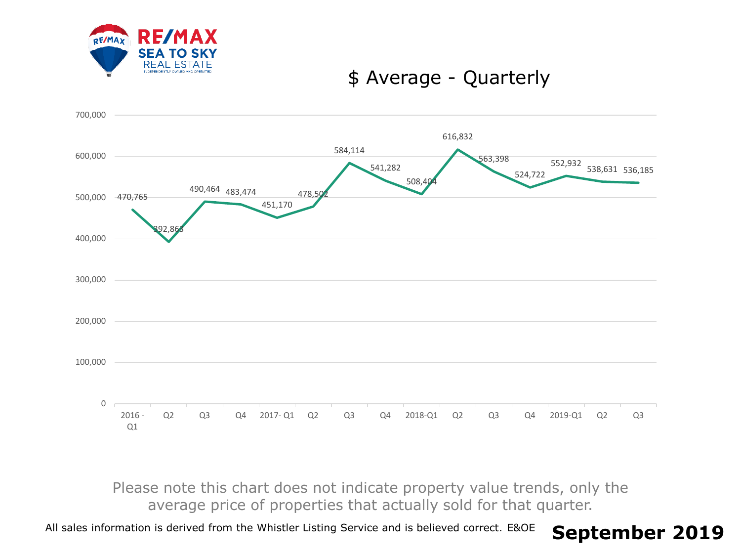RE/MAX SEA TO SKY REAL ESTATE
INDEPENDENTLY OWNED AND OPERATED

# $ Average - Quarterly

| Quarter | $ Average |
|---|---|
| 2016 - Q1 | 470,765 |
| Q2 | 392,863 |
| Q3 | 490,464 |
| Q4 | 483,474 |
| 2017- Q1 | 451,170 |
| Q2 | 478,502 |
| Q3 | 584,114 |
| Q4 | 541,282 |
| 2018-Q1 | 508,404 |
| Q2 | 616,832 |
| Q3 | 563,398 |
| Q4 | 524,722 |
| 2019-Q1 | 552,932 |
| Q2 | 538,631 |
| Q3 | 536,185 |

Please note this chart does not indicate property value trends, only the average price of properties that actually sold for that quarter.

All sales information is derived from the Whistler Listing Service and is believed correct. E&OE

**September 2019**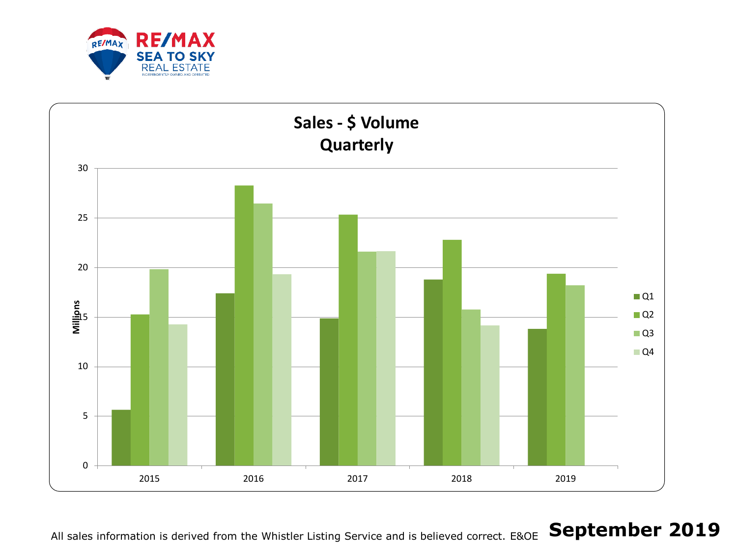RE/MAX SEA TO SKY REAL ESTATE
INDEPENDENTLY OWNED AND OPERATED

## Sales - $ Volume
## Quarterly

| Year | Q1 | Q2 | Q3 | Q4 |
|---|---|---|---|---|
| 2015 | 5.6 | 15.3 | 19.8 | 14.3 |
| 2016 | 17.4 | 28.3 | 26.5 | 19.3 |
| 2017 | 14.9 | 25.3 | 21.6 | 21.7 |
| 2018 | 18.8 | 22.8 | 15.8 | 14.2 |
| 2019 | 13.8 | 19.4 | 18.2 | |

Millions (values approximate, read from chart)

All sales information is derived from the Whistler Listing Service and is believed correct. E&OE

**September 2019**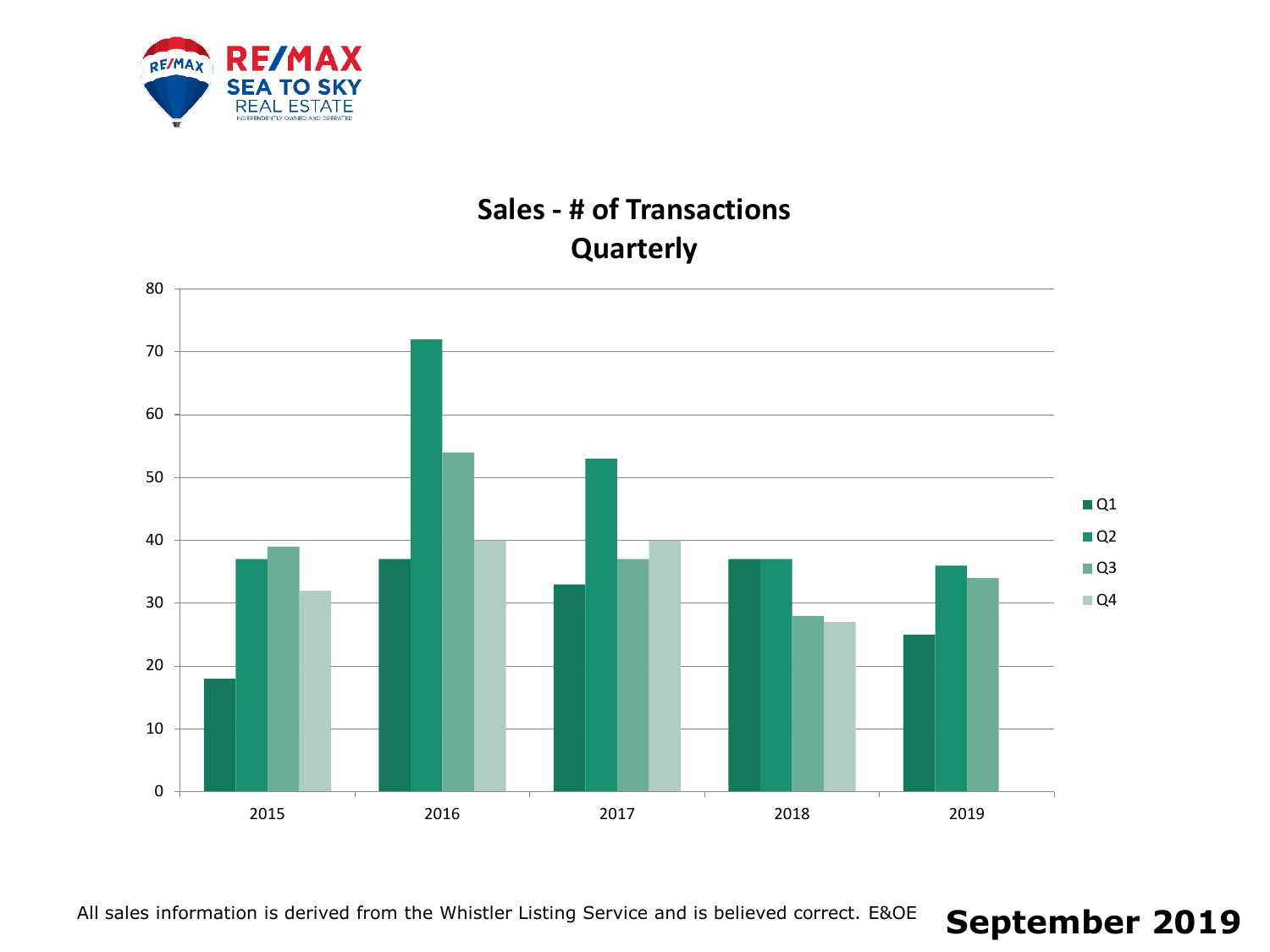RE/MAX SEA TO SKY REAL ESTATE

INDEPENDENTLY OWNED AND OPERATED

## Sales - # of Transactions
## Quarterly

80
70
60
50
40
30
20
10
0

2015
2016
2017
2018
2019

Q1
Q2
Q3
Q4

All sales information is derived from the Whistler Listing Service and is believed correct. E&OE

**September 2019**